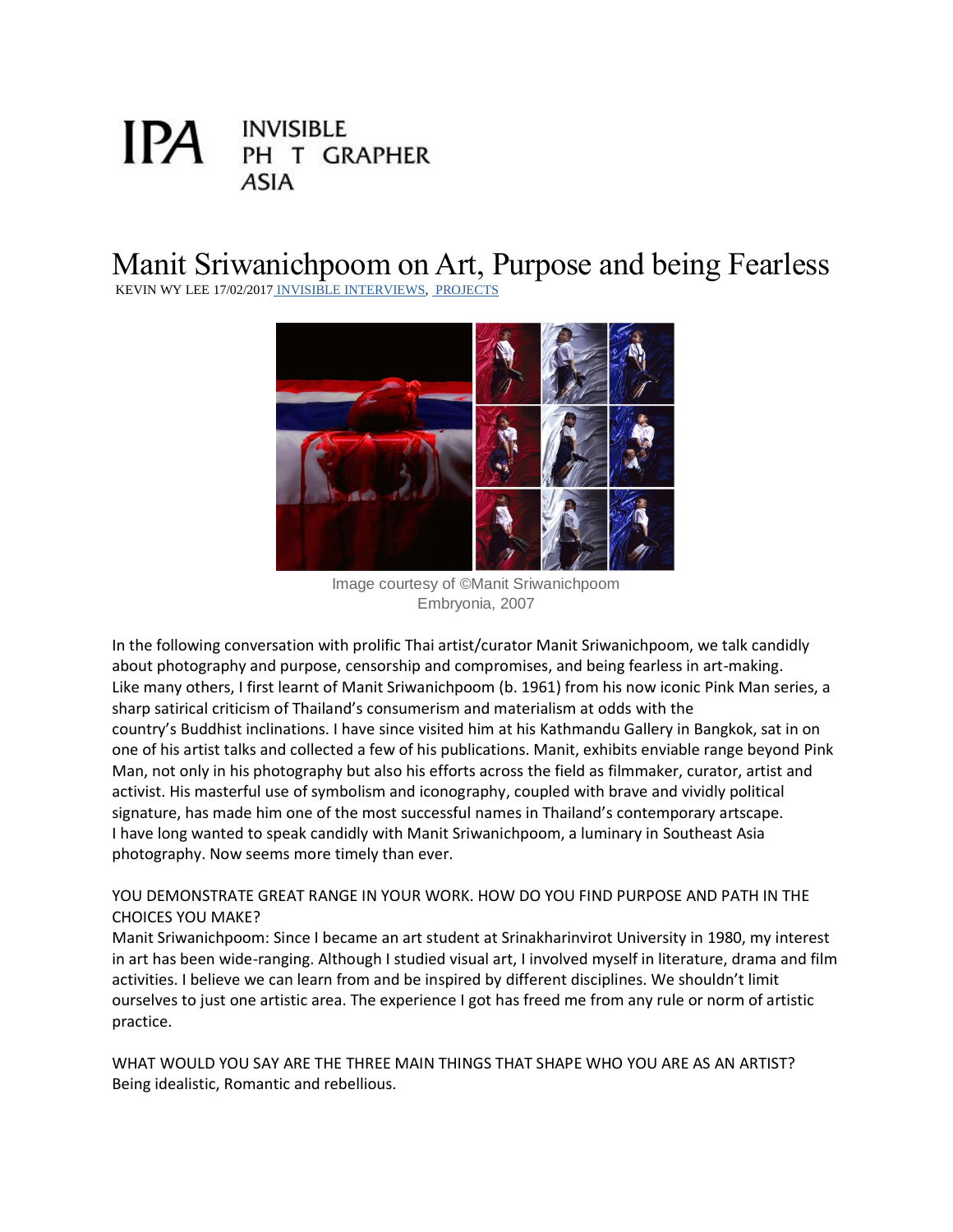IPA INVISIBLE PHOTOGRAPHER ASIA

# Manit Sriwanichpoom on Art, Purpose and being Fearless

KEVIN WY LEE 17/02/2017 INVISIBLE INTERVIEWS, PROJECTS

Image courtesy of ©Manit Sriwanichpoom
Embryonia, 2007

In the following conversation with prolific Thai artist/curator Manit Sriwanichpoom, we talk candidly about photography and purpose, censorship and compromises, and being fearless in art-making.
Like many others, I first learnt of Manit Sriwanichpoom (b. 1961) from his now iconic Pink Man series, a sharp satirical criticism of Thailand's consumerism and materialism at odds with the country's Buddhist inclinations. I have since visited him at his Kathmandu Gallery in Bangkok, sat in on one of his artist talks and collected a few of his publications. Manit, exhibits enviable range beyond Pink Man, not only in his photography but also his efforts across the field as filmmaker, curator, artist and activist. His masterful use of symbolism and iconography, coupled with brave and vividly political signature, has made him one of the most successful names in Thailand's contemporary artscape.
I have long wanted to speak candidly with Manit Sriwanichpoom, a luminary in Southeast Asia photography. Now seems more timely than ever.

YOU DEMONSTRATE GREAT RANGE IN YOUR WORK. HOW DO YOU FIND PURPOSE AND PATH IN THE CHOICES YOU MAKE?
Manit Sriwanichpoom: Since I became an art student at Srinakharinvirot University in 1980, my interest in art has been wide-ranging. Although I studied visual art, I involved myself in literature, drama and film activities. I believe we can learn from and be inspired by different disciplines. We shouldn't limit ourselves to just one artistic area. The experience I got has freed me from any rule or norm of artistic practice.

WHAT WOULD YOU SAY ARE THE THREE MAIN THINGS THAT SHAPE WHO YOU ARE AS AN ARTIST?
Being idealistic, Romantic and rebellious.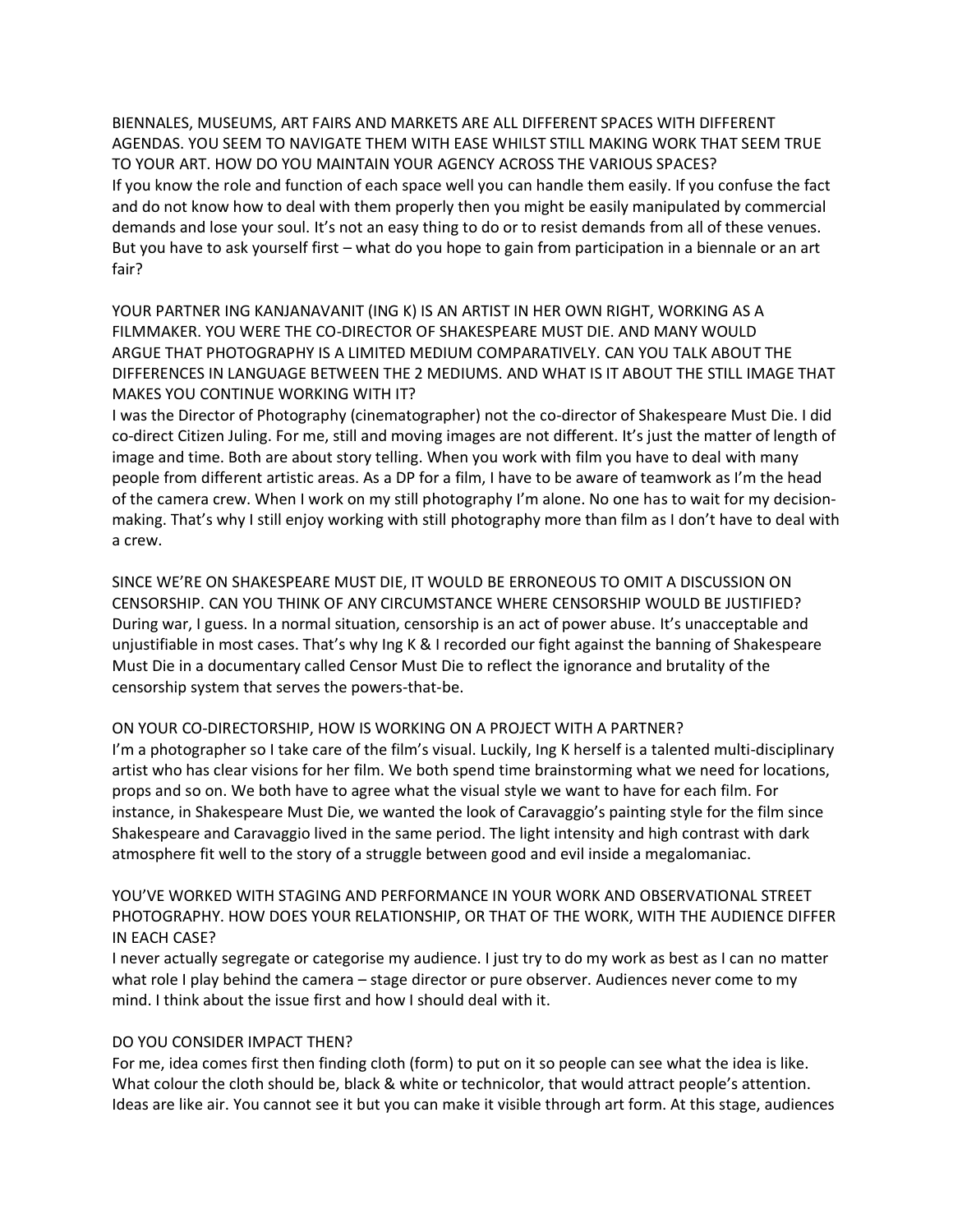BIENNALES, MUSEUMS, ART FAIRS AND MARKETS ARE ALL DIFFERENT SPACES WITH DIFFERENT AGENDAS. YOU SEEM TO NAVIGATE THEM WITH EASE WHILST STILL MAKING WORK THAT SEEM TRUE TO YOUR ART. HOW DO YOU MAINTAIN YOUR AGENCY ACROSS THE VARIOUS SPACES?
If you know the role and function of each space well you can handle them easily. If you confuse the fact and do not know how to deal with them properly then you might be easily manipulated by commercial demands and lose your soul. It's not an easy thing to do or to resist demands from all of these venues. But you have to ask yourself first – what do you hope to gain from participation in a biennale or an art fair?

YOUR PARTNER ING KANJANAVANIT (ING K) IS AN ARTIST IN HER OWN RIGHT, WORKING AS A FILMMAKER. YOU WERE THE CO-DIRECTOR OF SHAKESPEARE MUST DIE. AND MANY WOULD ARGUE THAT PHOTOGRAPHY IS A LIMITED MEDIUM COMPARATIVELY. CAN YOU TALK ABOUT THE DIFFERENCES IN LANGUAGE BETWEEN THE 2 MEDIUMS. AND WHAT IS IT ABOUT THE STILL IMAGE THAT MAKES YOU CONTINUE WORKING WITH IT?
I was the Director of Photography (cinematographer) not the co-director of Shakespeare Must Die. I did co-direct Citizen Juling. For me, still and moving images are not different. It's just the matter of length of image and time. Both are about story telling. When you work with film you have to deal with many people from different artistic areas. As a DP for a film, I have to be aware of teamwork as I'm the head of the camera crew. When I work on my still photography I'm alone. No one has to wait for my decision-making. That's why I still enjoy working with still photography more than film as I don't have to deal with a crew.

SINCE WE'RE ON SHAKESPEARE MUST DIE, IT WOULD BE ERRONEOUS TO OMIT A DISCUSSION ON CENSORSHIP. CAN YOU THINK OF ANY CIRCUMSTANCE WHERE CENSORSHIP WOULD BE JUSTIFIED?
During war, I guess. In a normal situation, censorship is an act of power abuse. It's unacceptable and unjustifiable in most cases. That's why Ing K & I recorded our fight against the banning of Shakespeare Must Die in a documentary called Censor Must Die to reflect the ignorance and brutality of the censorship system that serves the powers-that-be.

ON YOUR CO-DIRECTORSHIP, HOW IS WORKING ON A PROJECT WITH A PARTNER?
I'm a photographer so I take care of the film's visual. Luckily, Ing K herself is a talented multi-disciplinary artist who has clear visions for her film. We both spend time brainstorming what we need for locations, props and so on. We both have to agree what the visual style we want to have for each film. For instance, in Shakespeare Must Die, we wanted the look of Caravaggio's painting style for the film since Shakespeare and Caravaggio lived in the same period. The light intensity and high contrast with dark atmosphere fit well to the story of a struggle between good and evil inside a megalomaniac.

YOU'VE WORKED WITH STAGING AND PERFORMANCE IN YOUR WORK AND OBSERVATIONAL STREET PHOTOGRAPHY. HOW DOES YOUR RELATIONSHIP, OR THAT OF THE WORK, WITH THE AUDIENCE DIFFER IN EACH CASE?
I never actually segregate or categorise my audience. I just try to do my work as best as I can no matter what role I play behind the camera – stage director or pure observer. Audiences never come to my mind. I think about the issue first and how I should deal with it.

DO YOU CONSIDER IMPACT THEN?
For me, idea comes first then finding cloth (form) to put on it so people can see what the idea is like. What colour the cloth should be, black & white or technicolor, that would attract people's attention. Ideas are like air. You cannot see it but you can make it visible through art form. At this stage, audiences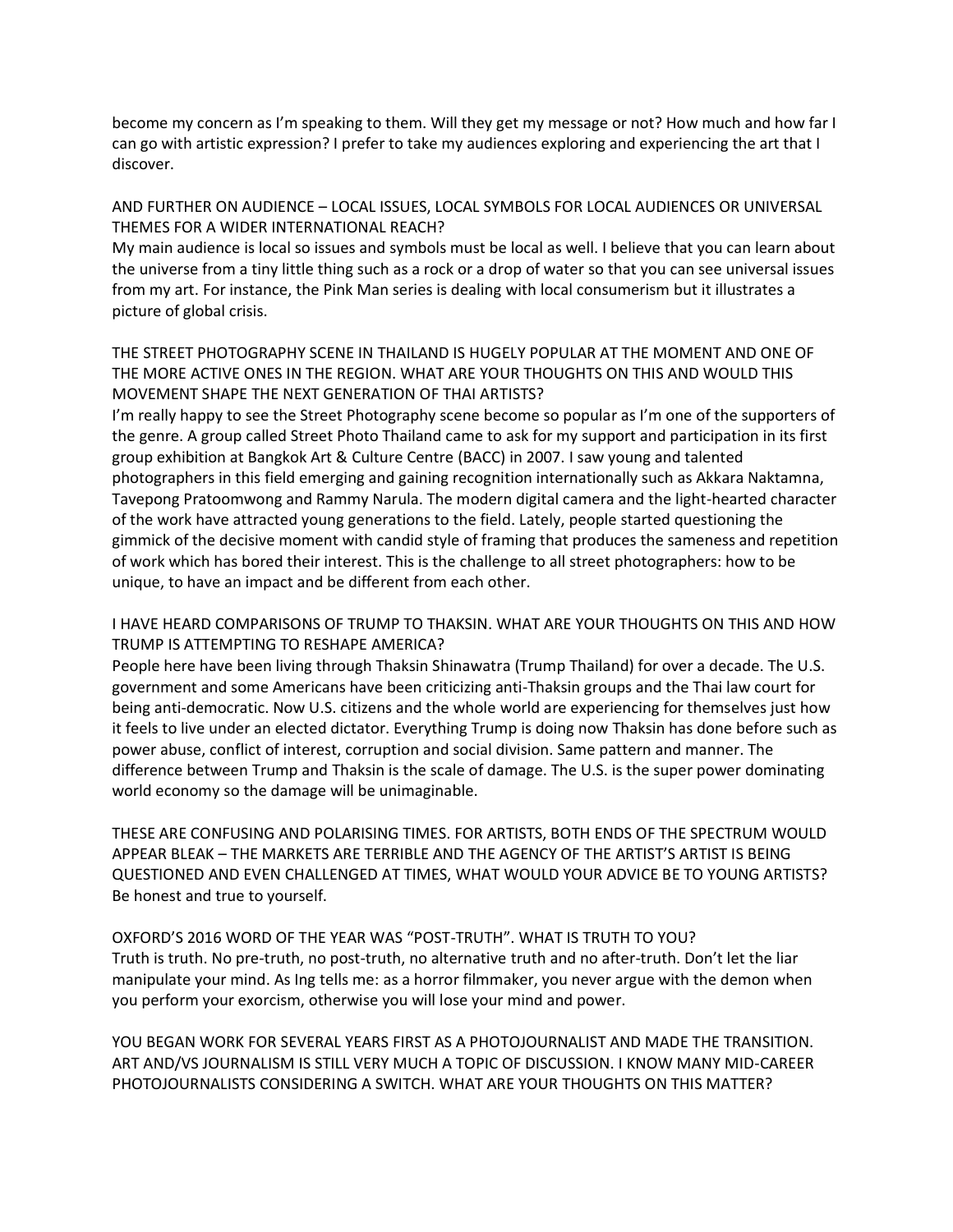become my concern as I'm speaking to them. Will they get my message or not? How much and how far I can go with artistic expression? I prefer to take my audiences exploring and experiencing the art that I discover.

AND FURTHER ON AUDIENCE – LOCAL ISSUES, LOCAL SYMBOLS FOR LOCAL AUDIENCES OR UNIVERSAL THEMES FOR A WIDER INTERNATIONAL REACH?

My main audience is local so issues and symbols must be local as well. I believe that you can learn about the universe from a tiny little thing such as a rock or a drop of water so that you can see universal issues from my art. For instance, the Pink Man series is dealing with local consumerism but it illustrates a picture of global crisis.

THE STREET PHOTOGRAPHY SCENE IN THAILAND IS HUGELY POPULAR AT THE MOMENT AND ONE OF THE MORE ACTIVE ONES IN THE REGION. WHAT ARE YOUR THOUGHTS ON THIS AND WOULD THIS MOVEMENT SHAPE THE NEXT GENERATION OF THAI ARTISTS?

I'm really happy to see the Street Photography scene become so popular as I'm one of the supporters of the genre. A group called Street Photo Thailand came to ask for my support and participation in its first group exhibition at Bangkok Art & Culture Centre (BACC) in 2007. I saw young and talented photographers in this field emerging and gaining recognition internationally such as Akkara Naktamna, Tavepong Pratoomwong and Rammy Narula. The modern digital camera and the light-hearted character of the work have attracted young generations to the field. Lately, people started questioning the gimmick of the decisive moment with candid style of framing that produces the sameness and repetition of work which has bored their interest. This is the challenge to all street photographers: how to be unique, to have an impact and be different from each other.

I HAVE HEARD COMPARISONS OF TRUMP TO THAKSIN. WHAT ARE YOUR THOUGHTS ON THIS AND HOW TRUMP IS ATTEMPTING TO RESHAPE AMERICA?

People here have been living through Thaksin Shinawatra (Trump Thailand) for over a decade. The U.S. government and some Americans have been criticizing anti-Thaksin groups and the Thai law court for being anti-democratic. Now U.S. citizens and the whole world are experiencing for themselves just how it feels to live under an elected dictator. Everything Trump is doing now Thaksin has done before such as power abuse, conflict of interest, corruption and social division. Same pattern and manner. The difference between Trump and Thaksin is the scale of damage. The U.S. is the super power dominating world economy so the damage will be unimaginable.

THESE ARE CONFUSING AND POLARISING TIMES. FOR ARTISTS, BOTH ENDS OF THE SPECTRUM WOULD APPEAR BLEAK – THE MARKETS ARE TERRIBLE AND THE AGENCY OF THE ARTIST'S ARTIST IS BEING QUESTIONED AND EVEN CHALLENGED AT TIMES, WHAT WOULD YOUR ADVICE BE TO YOUNG ARTISTS?

Be honest and true to yourself.

OXFORD'S 2016 WORD OF THE YEAR WAS "POST-TRUTH". WHAT IS TRUTH TO YOU?

Truth is truth. No pre-truth, no post-truth, no alternative truth and no after-truth. Don't let the liar manipulate your mind. As Ing tells me: as a horror filmmaker, you never argue with the demon when you perform your exorcism, otherwise you will lose your mind and power.

YOU BEGAN WORK FOR SEVERAL YEARS FIRST AS A PHOTOJOURNALIST AND MADE THE TRANSITION. ART AND/VS JOURNALISM IS STILL VERY MUCH A TOPIC OF DISCUSSION. I KNOW MANY MID-CAREER PHOTOJOURNALISTS CONSIDERING A SWITCH. WHAT ARE YOUR THOUGHTS ON THIS MATTER?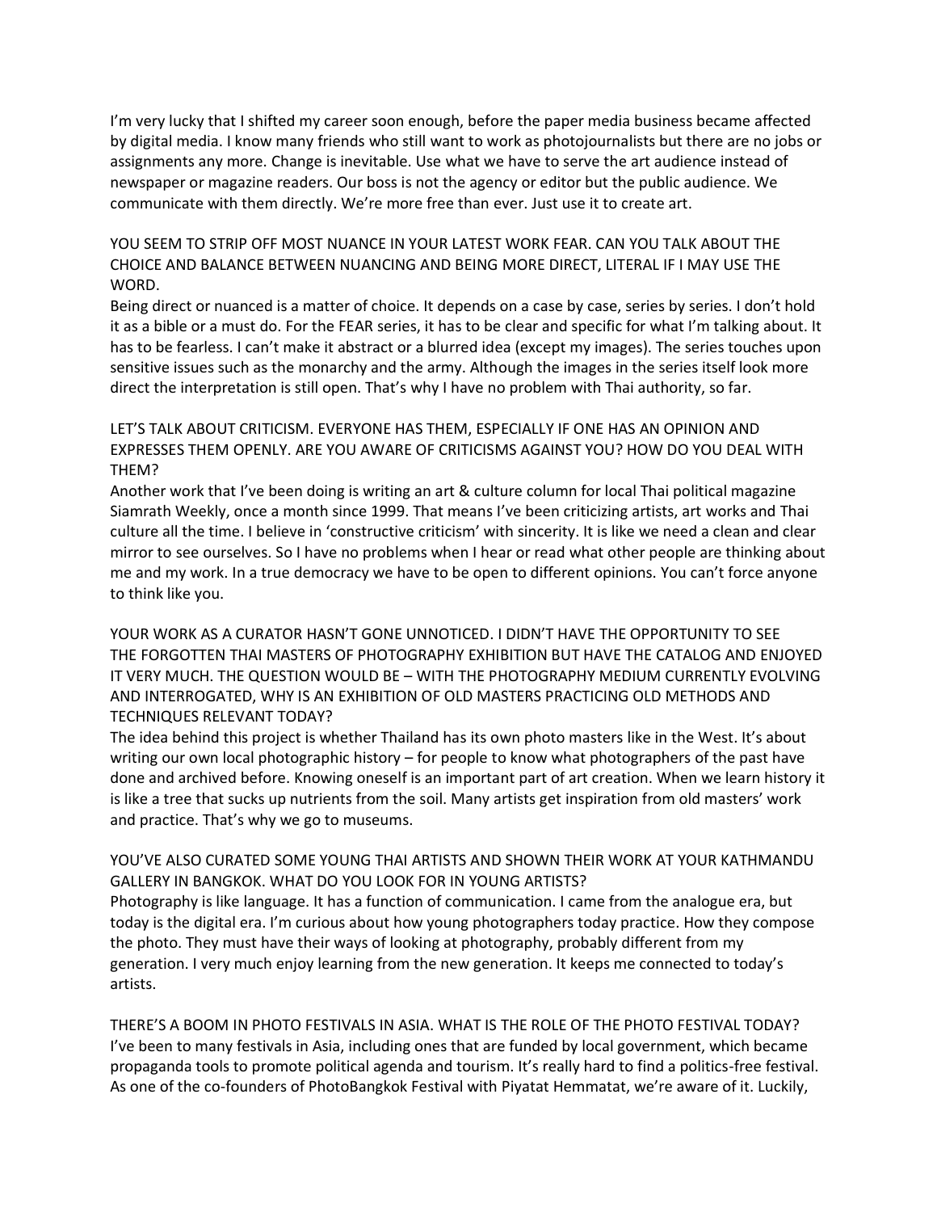I'm very lucky that I shifted my career soon enough, before the paper media business became affected by digital media. I know many friends who still want to work as photojournalists but there are no jobs or assignments any more. Change is inevitable. Use what we have to serve the art audience instead of newspaper or magazine readers. Our boss is not the agency or editor but the public audience. We communicate with them directly. We're more free than ever. Just use it to create art.

YOU SEEM TO STRIP OFF MOST NUANCE IN YOUR LATEST WORK FEAR. CAN YOU TALK ABOUT THE CHOICE AND BALANCE BETWEEN NUANCING AND BEING MORE DIRECT, LITERAL IF I MAY USE THE WORD.

Being direct or nuanced is a matter of choice. It depends on a case by case, series by series. I don't hold it as a bible or a must do. For the FEAR series, it has to be clear and specific for what I'm talking about. It has to be fearless. I can't make it abstract or a blurred idea (except my images). The series touches upon sensitive issues such as the monarchy and the army. Although the images in the series itself look more direct the interpretation is still open. That's why I have no problem with Thai authority, so far.

LET'S TALK ABOUT CRITICISM. EVERYONE HAS THEM, ESPECIALLY IF ONE HAS AN OPINION AND EXPRESSES THEM OPENLY. ARE YOU AWARE OF CRITICISMS AGAINST YOU? HOW DO YOU DEAL WITH THEM?

Another work that I've been doing is writing an art & culture column for local Thai political magazine Siamrath Weekly, once a month since 1999. That means I've been criticizing artists, art works and Thai culture all the time. I believe in 'constructive criticism' with sincerity. It is like we need a clean and clear mirror to see ourselves. So I have no problems when I hear or read what other people are thinking about me and my work. In a true democracy we have to be open to different opinions. You can't force anyone to think like you.

YOUR WORK AS A CURATOR HASN'T GONE UNNOTICED. I DIDN'T HAVE THE OPPORTUNITY TO SEE THE FORGOTTEN THAI MASTERS OF PHOTOGRAPHY EXHIBITION BUT HAVE THE CATALOG AND ENJOYED IT VERY MUCH. THE QUESTION WOULD BE – WITH THE PHOTOGRAPHY MEDIUM CURRENTLY EVOLVING AND INTERROGATED, WHY IS AN EXHIBITION OF OLD MASTERS PRACTICING OLD METHODS AND TECHNIQUES RELEVANT TODAY?

The idea behind this project is whether Thailand has its own photo masters like in the West. It's about writing our own local photographic history – for people to know what photographers of the past have done and archived before. Knowing oneself is an important part of art creation. When we learn history it is like a tree that sucks up nutrients from the soil. Many artists get inspiration from old masters' work and practice. That's why we go to museums.

YOU'VE ALSO CURATED SOME YOUNG THAI ARTISTS AND SHOWN THEIR WORK AT YOUR KATHMANDU GALLERY IN BANGKOK. WHAT DO YOU LOOK FOR IN YOUNG ARTISTS?

Photography is like language. It has a function of communication. I came from the analogue era, but today is the digital era. I'm curious about how young photographers today practice. How they compose the photo. They must have their ways of looking at photography, probably different from my generation. I very much enjoy learning from the new generation. It keeps me connected to today's artists.

THERE'S A BOOM IN PHOTO FESTIVALS IN ASIA. WHAT IS THE ROLE OF THE PHOTO FESTIVAL TODAY?

I've been to many festivals in Asia, including ones that are funded by local government, which became propaganda tools to promote political agenda and tourism. It's really hard to find a politics-free festival. As one of the co-founders of PhotoBangkok Festival with Piyatat Hemmatat, we're aware of it. Luckily,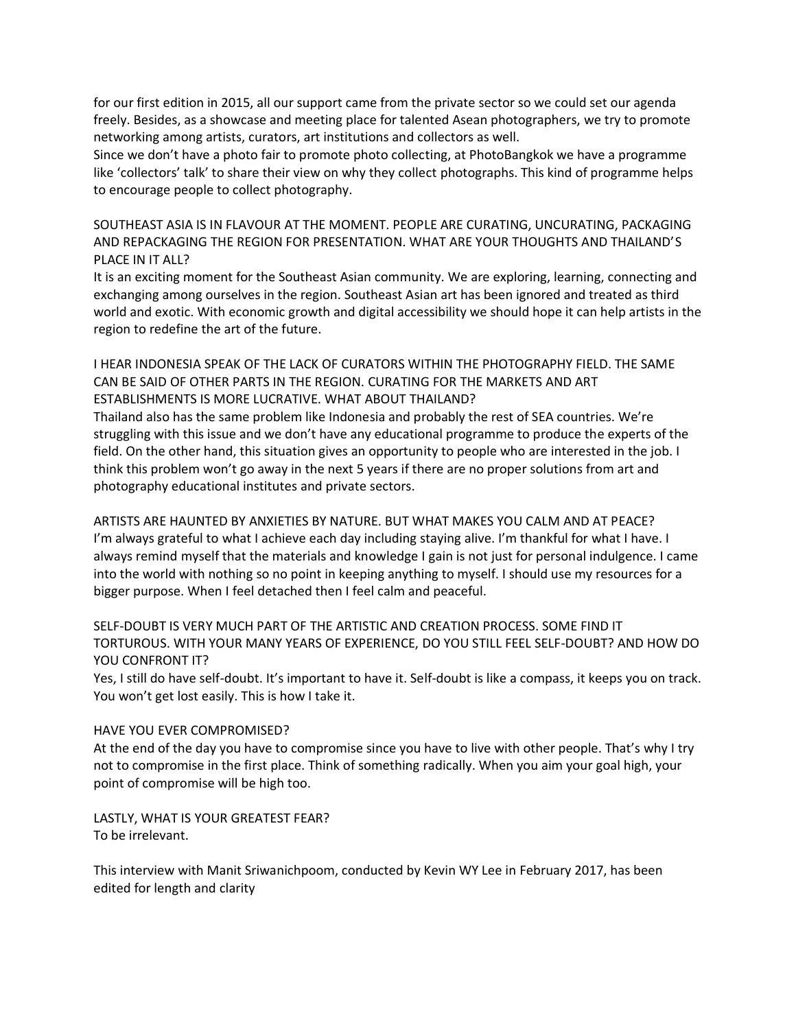for our first edition in 2015, all our support came from the private sector so we could set our agenda freely. Besides, as a showcase and meeting place for talented Asean photographers, we try to promote networking among artists, curators, art institutions and collectors as well.
Since we don't have a photo fair to promote photo collecting, at PhotoBangkok we have a programme like 'collectors' talk' to share their view on why they collect photographs. This kind of programme helps to encourage people to collect photography.

SOUTHEAST ASIA IS IN FLAVOUR AT THE MOMENT. PEOPLE ARE CURATING, UNCURATING, PACKAGING AND REPACKAGING THE REGION FOR PRESENTATION. WHAT ARE YOUR THOUGHTS AND THAILAND'S PLACE IN IT ALL?
It is an exciting moment for the Southeast Asian community. We are exploring, learning, connecting and exchanging among ourselves in the region. Southeast Asian art has been ignored and treated as third world and exotic. With economic growth and digital accessibility we should hope it can help artists in the region to redefine the art of the future.

I HEAR INDONESIA SPEAK OF THE LACK OF CURATORS WITHIN THE PHOTOGRAPHY FIELD. THE SAME CAN BE SAID OF OTHER PARTS IN THE REGION. CURATING FOR THE MARKETS AND ART ESTABLISHMENTS IS MORE LUCRATIVE. WHAT ABOUT THAILAND?
Thailand also has the same problem like Indonesia and probably the rest of SEA countries. We're struggling with this issue and we don't have any educational programme to produce the experts of the field. On the other hand, this situation gives an opportunity to people who are interested in the job. I think this problem won't go away in the next 5 years if there are no proper solutions from art and photography educational institutes and private sectors.

ARTISTS ARE HAUNTED BY ANXIETIES BY NATURE. BUT WHAT MAKES YOU CALM AND AT PEACE?
I'm always grateful to what I achieve each day including staying alive. I'm thankful for what I have. I always remind myself that the materials and knowledge I gain is not just for personal indulgence. I came into the world with nothing so no point in keeping anything to myself. I should use my resources for a bigger purpose. When I feel detached then I feel calm and peaceful.

SELF-DOUBT IS VERY MUCH PART OF THE ARTISTIC AND CREATION PROCESS. SOME FIND IT TORTUROUS. WITH YOUR MANY YEARS OF EXPERIENCE, DO YOU STILL FEEL SELF-DOUBT? AND HOW DO YOU CONFRONT IT?
Yes, I still do have self-doubt. It's important to have it. Self-doubt is like a compass, it keeps you on track. You won't get lost easily. This is how I take it.

HAVE YOU EVER COMPROMISED?
At the end of the day you have to compromise since you have to live with other people. That's why I try not to compromise in the first place. Think of something radically. When you aim your goal high, your point of compromise will be high too.

LASTLY, WHAT IS YOUR GREATEST FEAR?
To be irrelevant.

This interview with Manit Sriwanichpoom, conducted by Kevin WY Lee in February 2017, has been edited for length and clarity